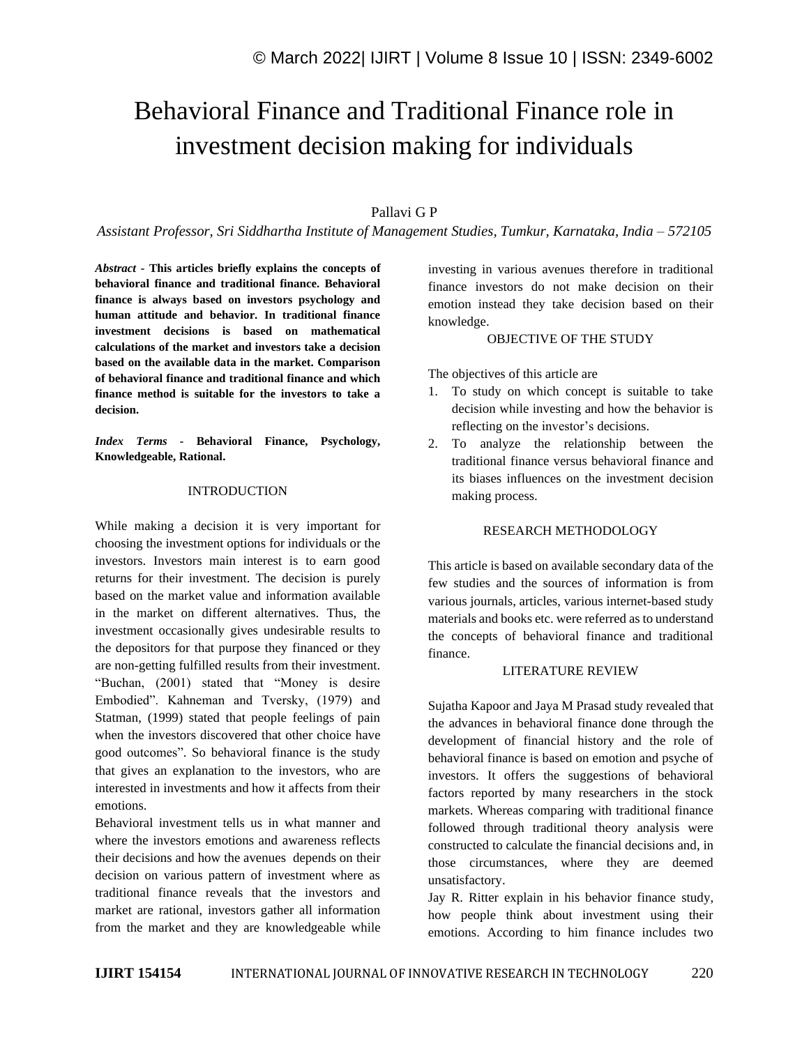# Behavioral Finance and Traditional Finance role in investment decision making for individuals

Pallavi G P

*Assistant Professor, Sri Siddhartha Institute of Management Studies, Tumkur, Karnataka, India – 572105*

***Abstract* - This articles briefly explains the concepts of behavioral finance and traditional finance. Behavioral finance is always based on investors psychology and human attitude and behavior. In traditional finance investment decisions is based on mathematical calculations of the market and investors take a decision based on the available data in the market. Comparison of behavioral finance and traditional finance and which finance method is suitable for the investors to take a decision.**

***Index Terms* - Behavioral Finance, Psychology, Knowledgeable, Rational.**

## INTRODUCTION

While making a decision it is very important for choosing the investment options for individuals or the investors. Investors main interest is to earn good returns for their investment. The decision is purely based on the market value and information available in the market on different alternatives. Thus, the investment occasionally gives undesirable results to the depositors for that purpose they financed or they are non-getting fulfilled results from their investment. "Buchan, (2001) stated that "Money is desire Embodied". Kahneman and Tversky, (1979) and Statman, (1999) stated that people feelings of pain when the investors discovered that other choice have good outcomes". So behavioral finance is the study that gives an explanation to the investors, who are interested in investments and how it affects from their emotions.

Behavioral investment tells us in what manner and where the investors emotions and awareness reflects their decisions and how the avenues depends on their decision on various pattern of investment where as traditional finance reveals that the investors and market are rational, investors gather all information from the market and they are knowledgeable while investing in various avenues therefore in traditional finance investors do not make decision on their emotion instead they take decision based on their knowledge.

## OBJECTIVE OF THE STUDY

The objectives of this article are

1. To study on which concept is suitable to take decision while investing and how the behavior is reflecting on the investor's decisions.
2. To analyze the relationship between the traditional finance versus behavioral finance and its biases influences on the investment decision making process.

## RESEARCH METHODOLOGY

This article is based on available secondary data of the few studies and the sources of information is from various journals, articles, various internet-based study materials and books etc. were referred as to understand the concepts of behavioral finance and traditional finance.

## LITERATURE REVIEW

Sujatha Kapoor and Jaya M Prasad study revealed that the advances in behavioral finance done through the development of financial history and the role of behavioral finance is based on emotion and psyche of investors. It offers the suggestions of behavioral factors reported by many researchers in the stock markets. Whereas comparing with traditional finance followed through traditional theory analysis were constructed to calculate the financial decisions and, in those circumstances, where they are deemed unsatisfactory.

Jay R. Ritter explain in his behavior finance study, how people think about investment using their emotions. According to him finance includes two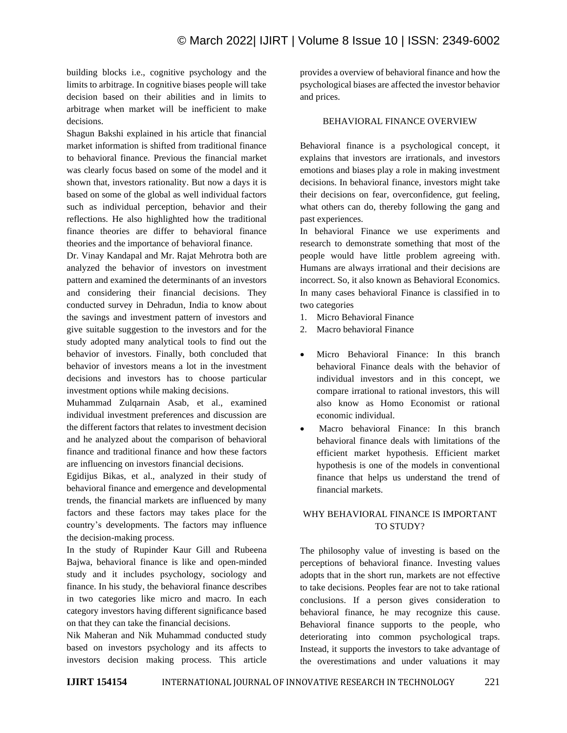building blocks i.e., cognitive psychology and the limits to arbitrage. In cognitive biases people will take decision based on their abilities and in limits to arbitrage when market will be inefficient to make decisions.

Shagun Bakshi explained in his article that financial market information is shifted from traditional finance to behavioral finance. Previous the financial market was clearly focus based on some of the model and it shown that, investors rationality. But now a days it is based on some of the global as well individual factors such as individual perception, behavior and their reflections. He also highlighted how the traditional finance theories are differ to behavioral finance theories and the importance of behavioral finance.

Dr. Vinay Kandapal and Mr. Rajat Mehrotra both are analyzed the behavior of investors on investment pattern and examined the determinants of an investors and considering their financial decisions. They conducted survey in Dehradun, India to know about the savings and investment pattern of investors and give suitable suggestion to the investors and for the study adopted many analytical tools to find out the behavior of investors. Finally, both concluded that behavior of investors means a lot in the investment decisions and investors has to choose particular investment options while making decisions.

Muhammad Zulqarnain Asab, et al., examined individual investment preferences and discussion are the different factors that relates to investment decision and he analyzed about the comparison of behavioral finance and traditional finance and how these factors are influencing on investors financial decisions.

Egidijus Bikas, et al., analyzed in their study of behavioral finance and emergence and developmental trends, the financial markets are influenced by many factors and these factors may takes place for the country's developments. The factors may influence the decision-making process.

In the study of Rupinder Kaur Gill and Rubeena Bajwa, behavioral finance is like and open-minded study and it includes psychology, sociology and finance. In his study, the behavioral finance describes in two categories like micro and macro. In each category investors having different significance based on that they can take the financial decisions.

Nik Maheran and Nik Muhammad conducted study based on investors psychology and its affects to investors decision making process. This article provides a overview of behavioral finance and how the psychological biases are affected the investor behavior and prices.

## BEHAVIORAL FINANCE OVERVIEW

Behavioral finance is a psychological concept, it explains that investors are irrationals, and investors emotions and biases play a role in making investment decisions. In behavioral finance, investors might take their decisions on fear, overconfidence, gut feeling, what others can do, thereby following the gang and past experiences.

In behavioral Finance we use experiments and research to demonstrate something that most of the people would have little problem agreeing with. Humans are always irrational and their decisions are incorrect. So, it also known as Behavioral Economics. In many cases behavioral Finance is classified in to two categories

1. Micro Behavioral Finance
2. Macro behavioral Finance

- Micro Behavioral Finance: In this branch behavioral Finance deals with the behavior of individual investors and in this concept, we compare irrational to rational investors, this will also know as Homo Economist or rational economic individual.
- Macro behavioral Finance: In this branch behavioral finance deals with limitations of the efficient market hypothesis. Efficient market hypothesis is one of the models in conventional finance that helps us understand the trend of financial markets.

## WHY BEHAVIORAL FINANCE IS IMPORTANT TO STUDY?

The philosophy value of investing is based on the perceptions of behavioral finance. Investing values adopts that in the short run, markets are not effective to take decisions. Peoples fear are not to take rational conclusions. If a person gives consideration to behavioral finance, he may recognize this cause. Behavioral finance supports to the people, who deteriorating into common psychological traps. Instead, it supports the investors to take advantage of the overestimations and under valuations it may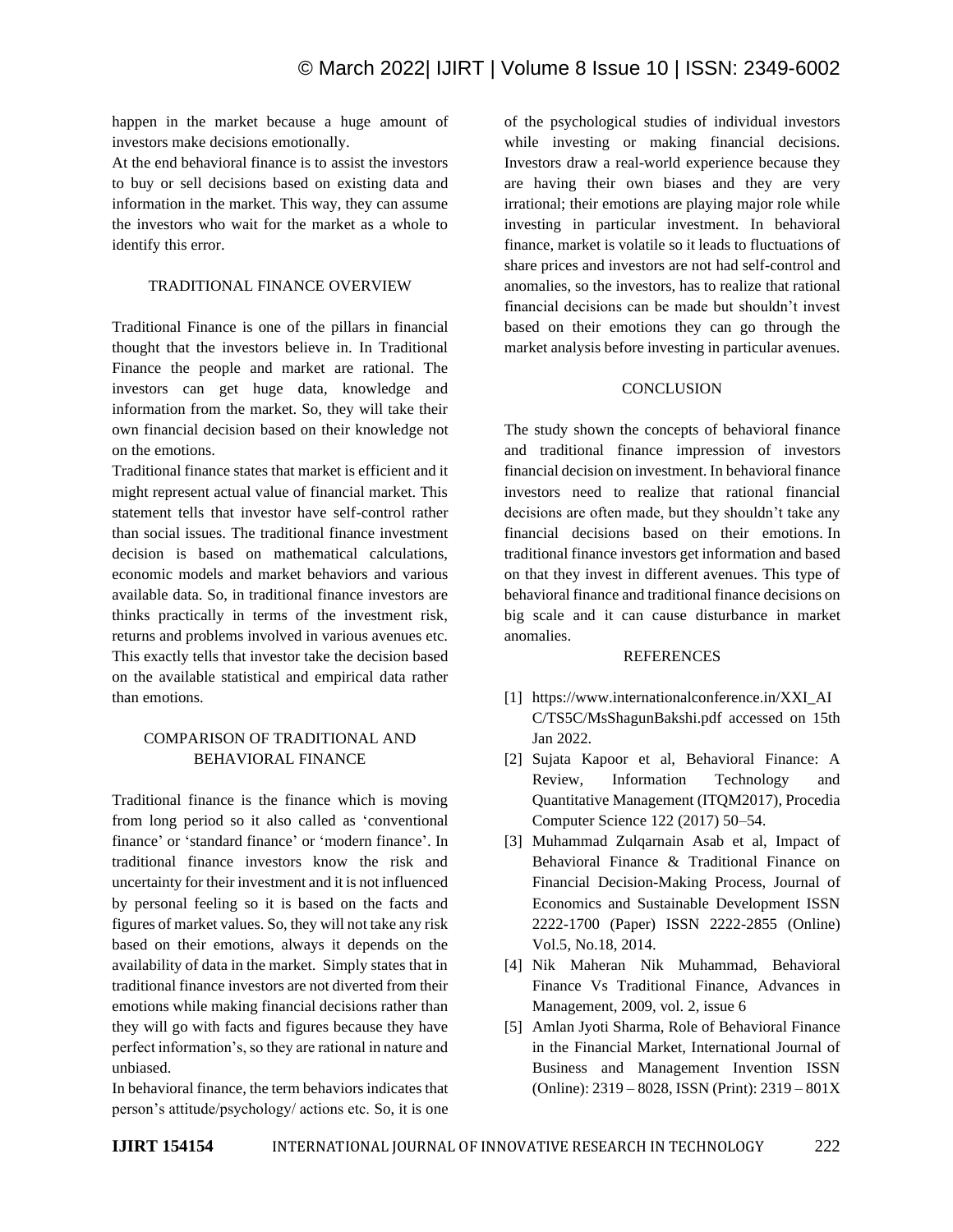happen in the market because a huge amount of investors make decisions emotionally.

At the end behavioral finance is to assist the investors to buy or sell decisions based on existing data and information in the market. This way, they can assume the investors who wait for the market as a whole to identify this error.

## TRADITIONAL FINANCE OVERVIEW

Traditional Finance is one of the pillars in financial thought that the investors believe in. In Traditional Finance the people and market are rational. The investors can get huge data, knowledge and information from the market. So, they will take their own financial decision based on their knowledge not on the emotions.

Traditional finance states that market is efficient and it might represent actual value of financial market. This statement tells that investor have self-control rather than social issues. The traditional finance investment decision is based on mathematical calculations, economic models and market behaviors and various available data. So, in traditional finance investors are thinks practically in terms of the investment risk, returns and problems involved in various avenues etc. This exactly tells that investor take the decision based on the available statistical and empirical data rather than emotions.

## COMPARISON OF TRADITIONAL AND BEHAVIORAL FINANCE

Traditional finance is the finance which is moving from long period so it also called as 'conventional finance' or 'standard finance' or 'modern finance'. In traditional finance investors know the risk and uncertainty for their investment and it is not influenced by personal feeling so it is based on the facts and figures of market values. So, they will not take any risk based on their emotions, always it depends on the availability of data in the market. Simply states that in traditional finance investors are not diverted from their emotions while making financial decisions rather than they will go with facts and figures because they have perfect information's, so they are rational in nature and unbiased.

In behavioral finance, the term behaviors indicates that person's attitude/psychology/ actions etc. So, it is one of the psychological studies of individual investors while investing or making financial decisions. Investors draw a real-world experience because they are having their own biases and they are very irrational; their emotions are playing major role while investing in particular investment. In behavioral finance, market is volatile so it leads to fluctuations of share prices and investors are not had self-control and anomalies, so the investors, has to realize that rational financial decisions can be made but shouldn't invest based on their emotions they can go through the market analysis before investing in particular avenues.

## CONCLUSION

The study shown the concepts of behavioral finance and traditional finance impression of investors financial decision on investment. In behavioral finance investors need to realize that rational financial decisions are often made, but they shouldn't take any financial decisions based on their emotions. In traditional finance investors get information and based on that they invest in different avenues. This type of behavioral finance and traditional finance decisions on big scale and it can cause disturbance in market anomalies.

## REFERENCES

[1] https://www.internationalconference.in/XXI_AIC/TS5C/MsShagunBakshi.pdf accessed on 15th Jan 2022.

[2] Sujata Kapoor et al, Behavioral Finance: A Review, Information Technology and Quantitative Management (ITQM2017), Procedia Computer Science 122 (2017) 50–54.

[3] Muhammad Zulqarnain Asab et al, Impact of Behavioral Finance & Traditional Finance on Financial Decision-Making Process, Journal of Economics and Sustainable Development ISSN 2222-1700 (Paper) ISSN 2222-2855 (Online) Vol.5, No.18, 2014.

[4] Nik Maheran Nik Muhammad, Behavioral Finance Vs Traditional Finance, Advances in Management, 2009, vol. 2, issue 6

[5] Amlan Jyoti Sharma, Role of Behavioral Finance in the Financial Market, International Journal of Business and Management Invention ISSN (Online): 2319 – 8028, ISSN (Print): 2319 – 801X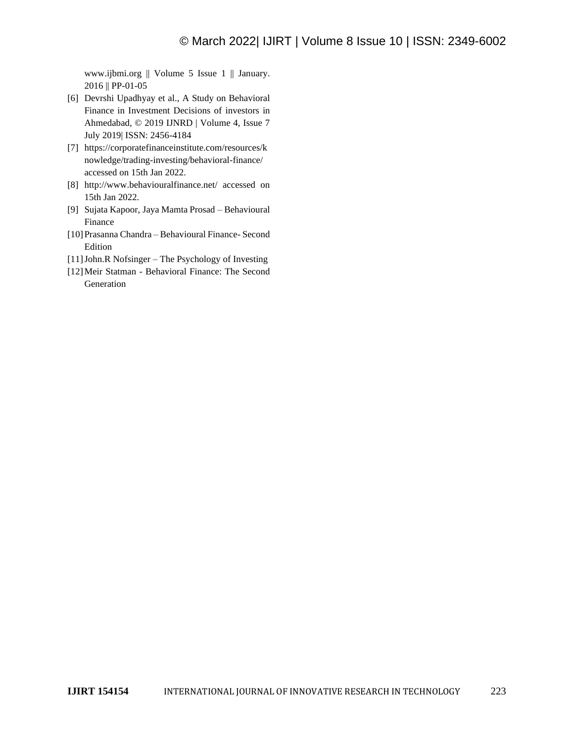www.ijbmi.org || Volume 5 Issue 1 || January. 2016 || PP-01-05

[6] Devrshi Upadhyay et al., A Study on Behavioral Finance in Investment Decisions of investors in Ahmedabad, © 2019 IJNRD | Volume 4, Issue 7 July 2019| ISSN: 2456-4184

[7] https://corporatefinanceinstitute.com/resources/knowledge/trading-investing/behavioral-finance/ accessed on 15th Jan 2022.

[8] http://www.behaviouralfinance.net/ accessed on 15th Jan 2022.

[9] Sujata Kapoor, Jaya Mamta Prosad – Behavioural Finance

[10] Prasanna Chandra – Behavioural Finance- Second Edition

[11] John.R Nofsinger – The Psychology of Investing

[12] Meir Statman - Behavioral Finance: The Second Generation